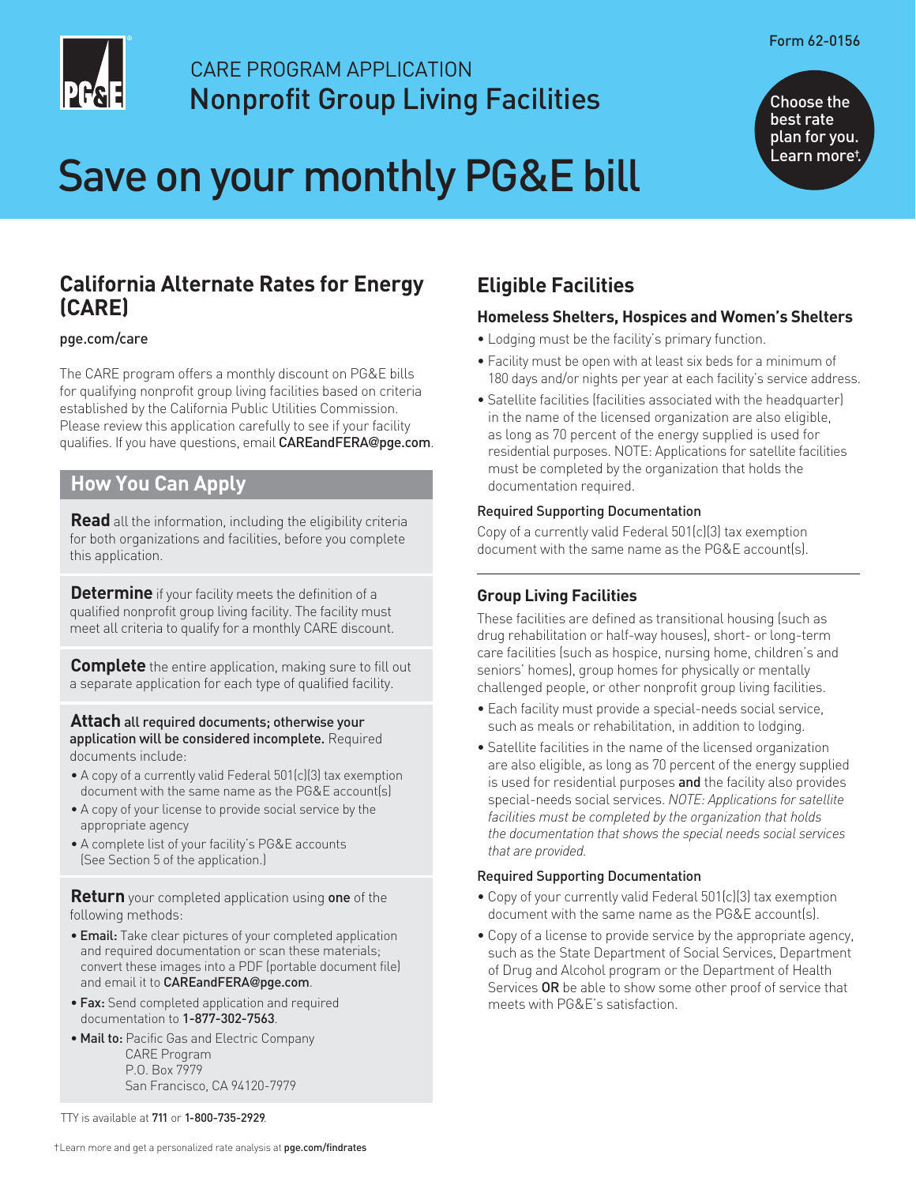Form 62-0156

CARE PROGRAM APPLICATION

# Nonprofit Group Living Facilities

Choose the best rate plan for you. Learn more†.

# Save on your monthly PG&E bill

## California Alternate Rates for Energy (CARE)

pge.com/care

The CARE program offers a monthly discount on PG&E bills for qualifying nonprofit group living facilities based on criteria established by the California Public Utilities Commission. Please review this application carefully to see if your facility qualifies. If you have questions, email CAREandFERA@pge.com.

### How You Can Apply

**Read** all the information, including the eligibility criteria for both organizations and facilities, before you complete this application.

**Determine** if your facility meets the definition of a qualified nonprofit group living facility. The facility must meet all criteria to qualify for a monthly CARE discount.

**Complete** the entire application, making sure to fill out a separate application for each type of qualified facility.

**Attach all required documents; otherwise your application will be considered incomplete.** Required documents include:

- A copy of a currently valid Federal 501(c)(3) tax exemption document with the same name as the PG&E account(s)
- A copy of your license to provide social service by the appropriate agency
- A complete list of your facility's PG&E accounts (See Section 5 of the application.)

**Return** your completed application using **one** of the following methods:

- **Email:** Take clear pictures of your completed application and required documentation or scan these materials; convert these images into a PDF (portable document file) and email it to CAREandFERA@pge.com.
- **Fax:** Send completed application and required documentation to 1-877-302-7563.
- **Mail to:** Pacific Gas and Electric Company  
  CARE Program  
  P.O. Box 7979  
  San Francisco, CA 94120-7979

TTY is available at 711 or 1-800-735-2929.

## Eligible Facilities

### Homeless Shelters, Hospices and Women's Shelters

- Lodging must be the facility's primary function.
- Facility must be open with at least six beds for a minimum of 180 days and/or nights per year at each facility's service address.
- Satellite facilities (facilities associated with the headquarter) in the name of the licensed organization are also eligible, as long as 70 percent of the energy supplied is used for residential purposes. NOTE: Applications for satellite facilities must be completed by the organization that holds the documentation required.

**Required Supporting Documentation**

Copy of a currently valid Federal 501(c)(3) tax exemption document with the same name as the PG&E account(s).

---

### Group Living Facilities

These facilities are defined as transitional housing (such as drug rehabilitation or half-way houses), short- or long-term care facilities (such as hospice, nursing home, children's and seniors' homes), group homes for physically or mentally challenged people, or other nonprofit group living facilities.

- Each facility must provide a special-needs social service, such as meals or rehabilitation, in addition to lodging.
- Satellite facilities in the name of the licensed organization are also eligible, as long as 70 percent of the energy supplied is used for residential purposes **and** the facility also provides special-needs social services. *NOTE: Applications for satellite facilities must be completed by the organization that holds the documentation that shows the special needs social services that are provided.*

**Required Supporting Documentation**

- Copy of your currently valid Federal 501(c)(3) tax exemption document with the same name as the PG&E account(s).
- Copy of a license to provide service by the appropriate agency, such as the State Department of Social Services, Department of Drug and Alcohol program or the Department of Health Services **OR** be able to show some other proof of service that meets with PG&E's satisfaction.

†Learn more and get a personalized rate analysis at pge.com/findrates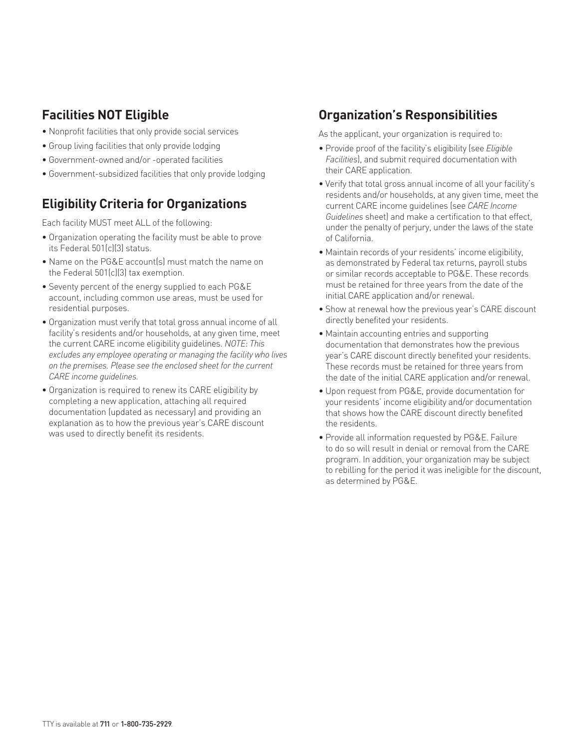## Facilities NOT Eligible

- Nonprofit facilities that only provide social services
- Group living facilities that only provide lodging
- Government-owned and/or -operated facilities
- Government-subsidized facilities that only provide lodging

## Eligibility Criteria for Organizations

Each facility MUST meet ALL of the following:

- Organization operating the facility must be able to prove its Federal 501(c)(3) status.
- Name on the PG&E account(s) must match the name on the Federal 501(c)(3) tax exemption.
- Seventy percent of the energy supplied to each PG&E account, including common use areas, must be used for residential purposes.
- Organization must verify that total gross annual income of all facility's residents and/or households, at any given time, meet the current CARE income eligibility guidelines. *NOTE: This excludes any employee operating or managing the facility who lives on the premises. Please see the enclosed sheet for the current CARE income guidelines.*
- Organization is required to renew its CARE eligibility by completing a new application, attaching all required documentation (updated as necessary) and providing an explanation as to how the previous year's CARE discount was used to directly benefit its residents.

## Organization's Responsibilities

As the applicant, your organization is required to:

- Provide proof of the facility's eligibility (see *Eligible Facilities*), and submit required documentation with their CARE application.
- Verify that total gross annual income of all your facility's residents and/or households, at any given time, meet the current CARE income guidelines (see *CARE Income Guidelines* sheet) and make a certification to that effect, under the penalty of perjury, under the laws of the state of California.
- Maintain records of your residents' income eligibility, as demonstrated by Federal tax returns, payroll stubs or similar records acceptable to PG&E. These records must be retained for three years from the date of the initial CARE application and/or renewal.
- Show at renewal how the previous year's CARE discount directly benefited your residents.
- Maintain accounting entries and supporting documentation that demonstrates how the previous year's CARE discount directly benefited your residents. These records must be retained for three years from the date of the initial CARE application and/or renewal.
- Upon request from PG&E, provide documentation for your residents' income eligibility and/or documentation that shows how the CARE discount directly benefited the residents.
- Provide all information requested by PG&E. Failure to do so will result in denial or removal from the CARE program. In addition, your organization may be subject to rebilling for the period it was ineligible for the discount, as determined by PG&E.

TTY is available at **711** or **1-800-735-2929**.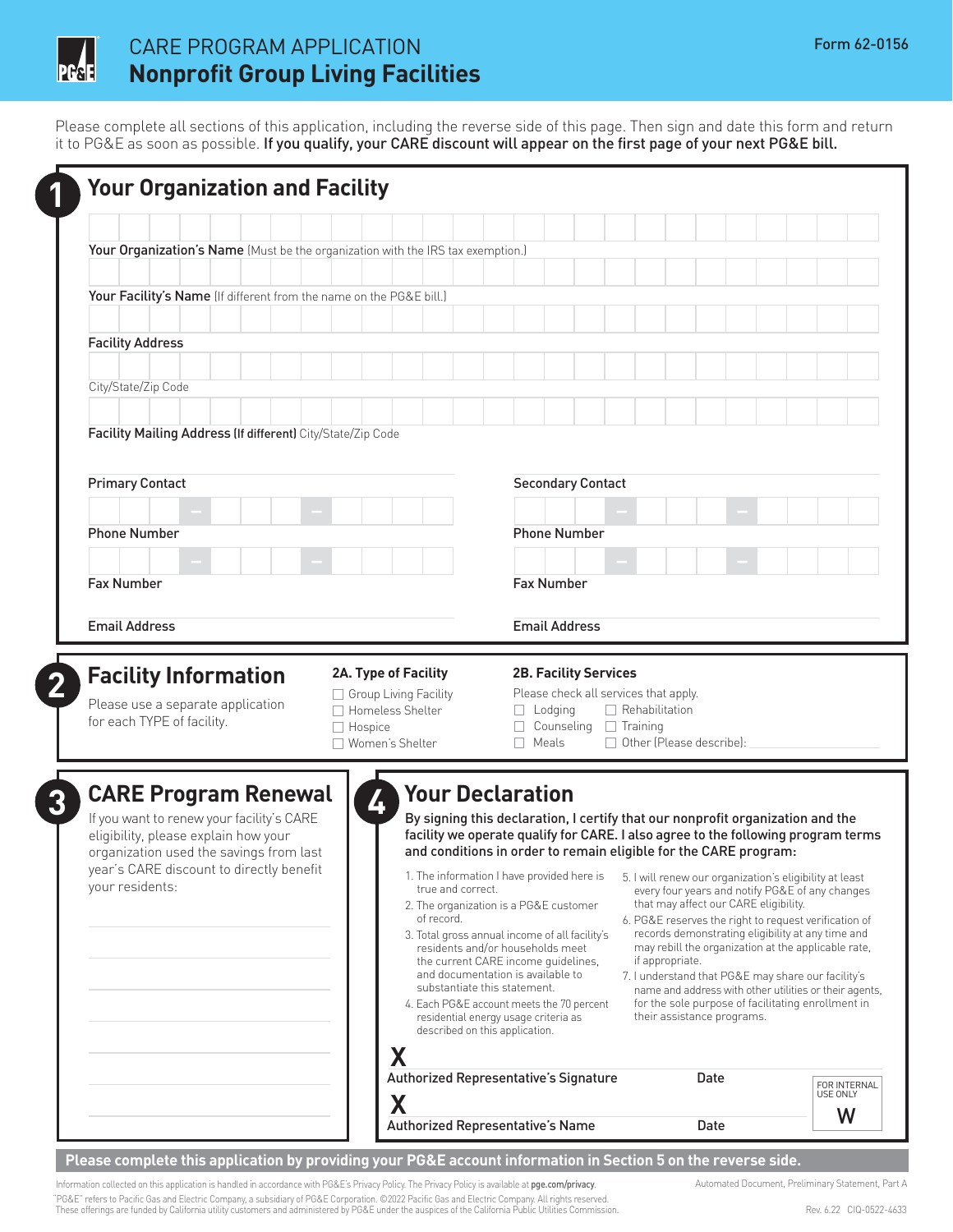# CARE PROGRAM APPLICATION
## Nonprofit Group Living Facilities

Form 62-0156

Please complete all sections of this application, including the reverse side of this page. Then sign and date this form and return it to PG&E as soon as possible. **If you qualify, your CARE discount will appear on the first page of your next PG&E bill.**

## 1 Your Organization and Facility

**Your Organization's Name** (Must be the organization with the IRS tax exemption.)

**Your Facility's Name** (If different from the name on the PG&E bill.)

**Facility Address**

City/State/Zip Code

**Facility Mailing Address (If different)** City/State/Zip Code

**Primary Contact**

**Phone Number**

**Fax Number**

**Email Address**

**Secondary Contact**

**Phone Number**

**Fax Number**

**Email Address**

## 2 Facility Information

Please use a separate application for each TYPE of facility.

**2A. Type of Facility**

- ☐ Group Living Facility
- ☐ Homeless Shelter
- ☐ Hospice
- ☐ Women's Shelter

**2B. Facility Services**

Please check all services that apply.

- ☐ Lodging
- ☐ Counseling
- ☐ Meals
- ☐ Rehabilitation
- ☐ Training
- ☐ Other (Please describe): ____________

## 3 CARE Program Renewal

If you want to renew your facility's CARE eligibility, please explain how your organization used the savings from last year's CARE discount to directly benefit your residents:

## 4 Your Declaration

**By signing this declaration, I certify that our nonprofit organization and the facility we operate qualify for CARE. I also agree to the following program terms and conditions in order to remain eligible for the CARE program:**

1. The information I have provided here is true and correct.
2. The organization is a PG&E customer of record.
3. Total gross annual income of all facility's residents and/or households meet the current CARE income guidelines, and documentation is available to substantiate this statement.
4. Each PG&E account meets the 70 percent residential energy usage criteria as described on this application.
5. I will renew our organization's eligibility at least every four years and notify PG&E of any changes that may affect our CARE eligibility.
6. PG&E reserves the right to request verification of records demonstrating eligibility at any time and may rebill the organization at the applicable rate, if appropriate.
7. I understand that PG&E may share our facility's name and address with other utilities or their agents, for the sole purpose of facilitating enrollment in their assistance programs.

**X**
Authorized Representative's Signature — Date

**X**
Authorized Representative's Name — Date

FOR INTERNAL USE ONLY
W

**Please complete this application by providing your PG&E account information in Section 5 on the reverse side.**

Information collected on this application is handled in accordance with PG&E's Privacy Policy. The Privacy Policy is available at **pge.com/privacy**.

"PG&E" refers to Pacific Gas and Electric Company, a subsidiary of PG&E Corporation. ©2022 Pacific Gas and Electric Company. All rights reserved.
These offerings are funded by California utility customers and administered by PG&E under the auspices of the California Public Utilities Commission.

Automated Document, Preliminary Statement, Part A

Rev. 6.22 CIQ-0522-4633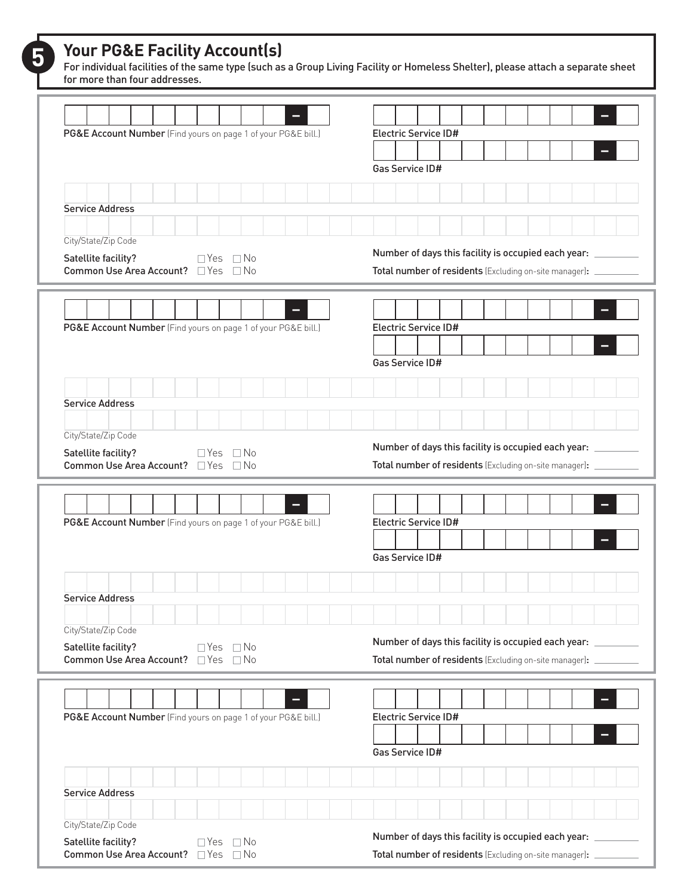## 5 Your PG&E Facility Account(s)

For individual facilities of the same type (such as a Group Living Facility or Homeless Shelter), please attach a separate sheet for more than four addresses.

**PG&E Account Number** (Find yours on page 1 of your PG&E bill.)

**Electric Service ID#**

**Gas Service ID#**

**Service Address**

City/State/Zip Code

**Satellite facility?** ☐ Yes ☐ No

**Common Use Area Account?** ☐ Yes ☐ No

**Number of days this facility is occupied each year:** _________

**Total number of residents** (Excluding on-site manager): _________

---

**PG&E Account Number** (Find yours on page 1 of your PG&E bill.)

**Electric Service ID#**

**Gas Service ID#**

**Service Address**

City/State/Zip Code

**Satellite facility?** ☐ Yes ☐ No

**Common Use Area Account?** ☐ Yes ☐ No

**Number of days this facility is occupied each year:** _________

**Total number of residents** (Excluding on-site manager): _________

---

**PG&E Account Number** (Find yours on page 1 of your PG&E bill.)

**Electric Service ID#**

**Gas Service ID#**

**Service Address**

City/State/Zip Code

**Satellite facility?** ☐ Yes ☐ No

**Common Use Area Account?** ☐ Yes ☐ No

**Number of days this facility is occupied each year:** _________

**Total number of residents** (Excluding on-site manager): _________

---

**PG&E Account Number** (Find yours on page 1 of your PG&E bill.)

**Electric Service ID#**

**Gas Service ID#**

**Service Address**

City/State/Zip Code

**Satellite facility?** ☐ Yes ☐ No

**Common Use Area Account?** ☐ Yes ☐ No

**Number of days this facility is occupied each year:** _________

**Total number of residents** (Excluding on-site manager): _________